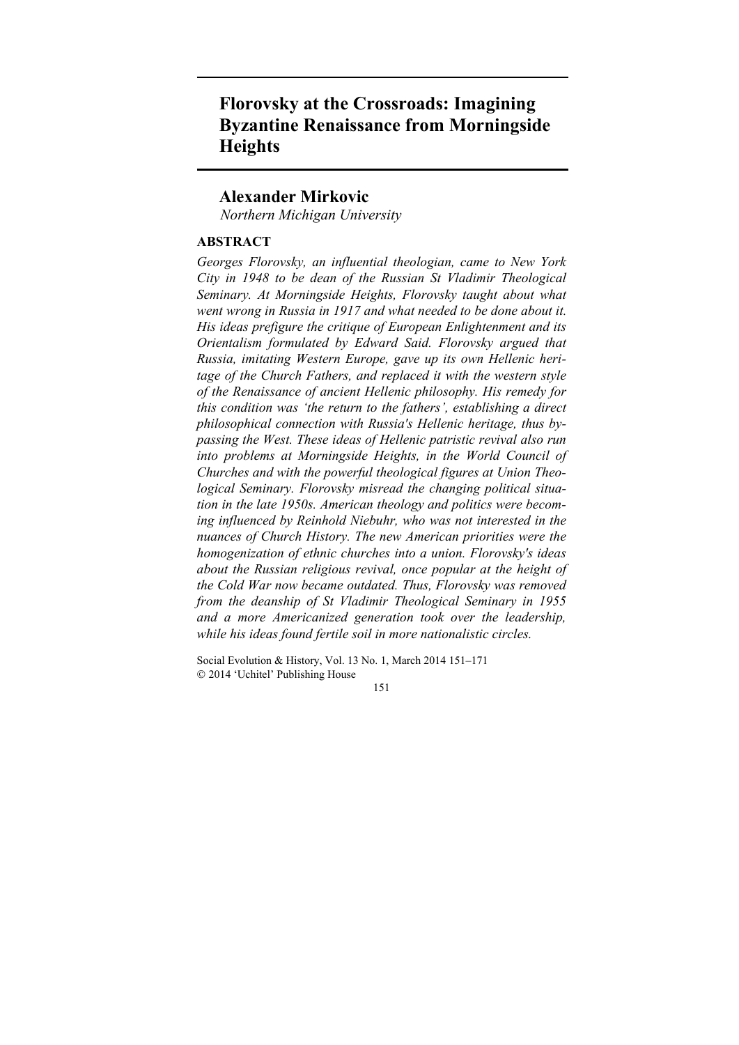# Florovsky at the Crossroads: Imagining Byzantine Renaissance from Morningside Heights

## Alexander Mirkovic

*Northern Michigan University*

### ABSTRACT

*Georges Florovsky, an influential theologian, came to New York City in 1948 to be dean of the Russian St Vladimir Theological Seminary. At Morningside Heights, Florovsky taught about what went wrong in Russia in 1917 and what needed to be done about it. His ideas prefigure the critique of European Enlightenment and its Orientalism formulated by Edward Said. Florovsky argued that Russia, imitating Western Europe, gave up its own Hellenic heritage of the Church Fathers, and replaced it with the western style of the Renaissance of ancient Hellenic philosophy. His remedy for this condition was 'the return to the fathers', establishing a direct philosophical connection with Russia's Hellenic heritage, thus bypassing the West. These ideas of Hellenic patristic revival also run into problems at Morningside Heights, in the World Council of Churches and with the powerful theological figures at Union Theological Seminary. Florovsky misread the changing political situation in the late 1950s. American theology and politics were becoming influenced by Reinhold Niebuhr, who was not interested in the nuances of Church History. The new American priorities were the homogenization of ethnic churches into a union. Florovsky's ideas about the Russian religious revival, once popular at the height of the Cold War now became outdated. Thus, Florovsky was removed from the deanship of St Vladimir Theological Seminary in 1955 and a more Americanized generation took over the leadership, while his ideas found fertile soil in more nationalistic circles.*

Social Evolution & History, Vol. 13 No. 1, March 2014 151–171
© 2014 'Uchitel' Publishing House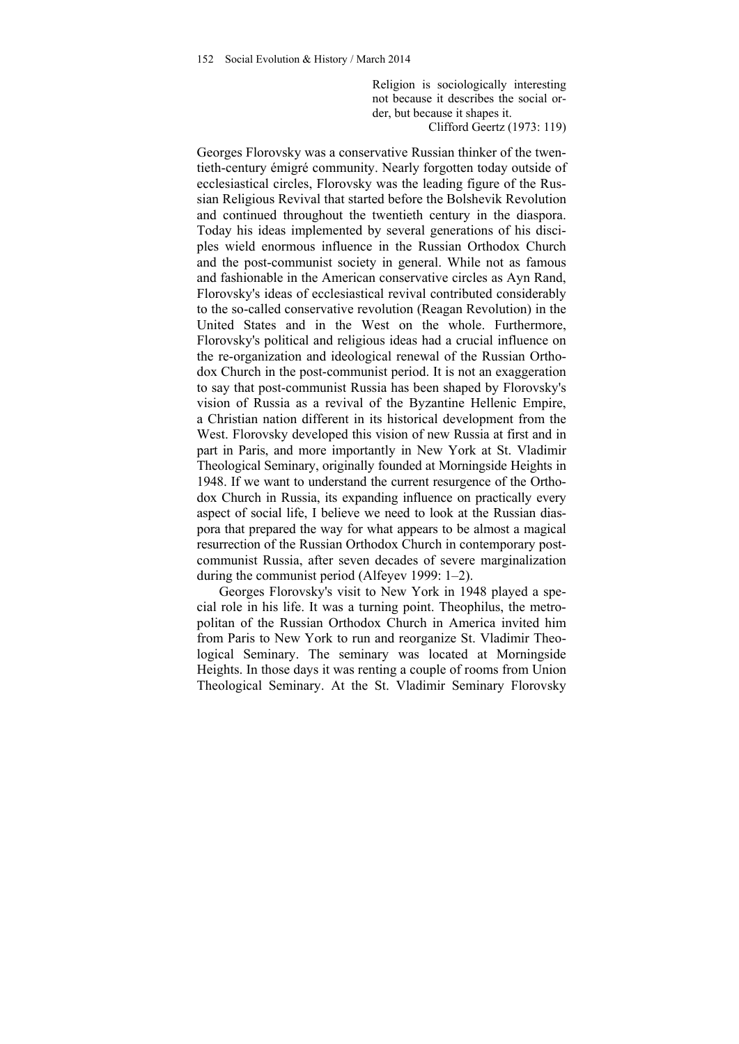> Religion is sociologically interesting not because it describes the social order, but because it shapes it.
>
> Clifford Geertz (1973: 119)

Georges Florovsky was a conservative Russian thinker of the twentieth-century émigré community. Nearly forgotten today outside of ecclesiastical circles, Florovsky was the leading figure of the Russian Religious Revival that started before the Bolshevik Revolution and continued throughout the twentieth century in the diaspora. Today his ideas implemented by several generations of his disciples wield enormous influence in the Russian Orthodox Church and the post-communist society in general. While not as famous and fashionable in the American conservative circles as Ayn Rand, Florovsky's ideas of ecclesiastical revival contributed considerably to the so-called conservative revolution (Reagan Revolution) in the United States and in the West on the whole. Furthermore, Florovsky's political and religious ideas had a crucial influence on the re-organization and ideological renewal of the Russian Orthodox Church in the post-communist period. It is not an exaggeration to say that post-communist Russia has been shaped by Florovsky's vision of Russia as a revival of the Byzantine Hellenic Empire, a Christian nation different in its historical development from the West. Florovsky developed this vision of new Russia at first and in part in Paris, and more importantly in New York at St. Vladimir Theological Seminary, originally founded at Morningside Heights in 1948. If we want to understand the current resurgence of the Orthodox Church in Russia, its expanding influence on practically every aspect of social life, I believe we need to look at the Russian diaspora that prepared the way for what appears to be almost a magical resurrection of the Russian Orthodox Church in contemporary post-communist Russia, after seven decades of severe marginalization during the communist period (Alfeyev 1999: 1–2).

Georges Florovsky's visit to New York in 1948 played a special role in his life. It was a turning point. Theophilus, the metropolitan of the Russian Orthodox Church in America invited him from Paris to New York to run and reorganize St. Vladimir Theological Seminary. The seminary was located at Morningside Heights. In those days it was renting a couple of rooms from Union Theological Seminary. At the St. Vladimir Seminary Florovsky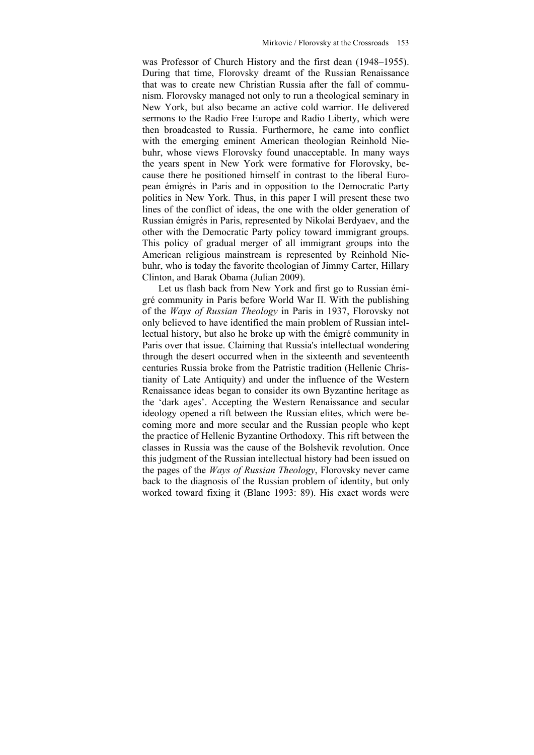was Professor of Church History and the first dean (1948–1955). During that time, Florovsky dreamt of the Russian Renaissance that was to create new Christian Russia after the fall of communism. Florovsky managed not only to run a theological seminary in New York, but also became an active cold warrior. He delivered sermons to the Radio Free Europe and Radio Liberty, which were then broadcasted to Russia. Furthermore, he came into conflict with the emerging eminent American theologian Reinhold Niebuhr, whose views Florovsky found unacceptable. In many ways the years spent in New York were formative for Florovsky, because there he positioned himself in contrast to the liberal European émigrés in Paris and in opposition to the Democratic Party politics in New York. Thus, in this paper I will present these two lines of the conflict of ideas, the one with the older generation of Russian émigrés in Paris, represented by Nikolai Berdyaev, and the other with the Democratic Party policy toward immigrant groups. This policy of gradual merger of all immigrant groups into the American religious mainstream is represented by Reinhold Niebuhr, who is today the favorite theologian of Jimmy Carter, Hillary Clinton, and Barak Obama (Julian 2009).

Let us flash back from New York and first go to Russian émigré community in Paris before World War II. With the publishing of the *Ways of Russian Theology* in Paris in 1937, Florovsky not only believed to have identified the main problem of Russian intellectual history, but also he broke up with the émigré community in Paris over that issue. Claiming that Russia's intellectual wondering through the desert occurred when in the sixteenth and seventeenth centuries Russia broke from the Patristic tradition (Hellenic Christianity of Late Antiquity) and under the influence of the Western Renaissance ideas began to consider its own Byzantine heritage as the 'dark ages'. Accepting the Western Renaissance and secular ideology opened a rift between the Russian elites, which were becoming more and more secular and the Russian people who kept the practice of Hellenic Byzantine Orthodoxy. This rift between the classes in Russia was the cause of the Bolshevik revolution. Once this judgment of the Russian intellectual history had been issued on the pages of the *Ways of Russian Theology*, Florovsky never came back to the diagnosis of the Russian problem of identity, but only worked toward fixing it (Blane 1993: 89). His exact words were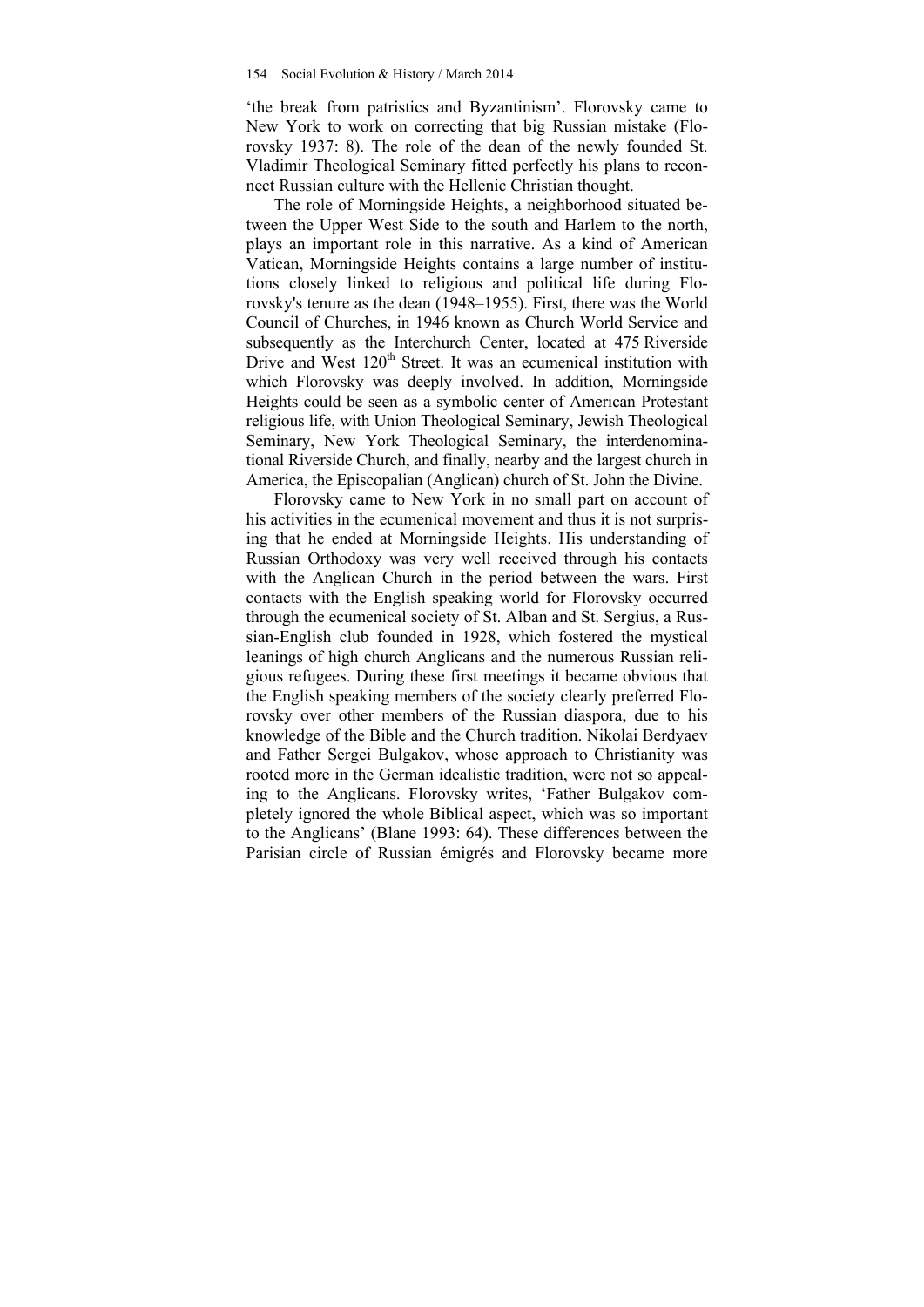'the break from patristics and Byzantinism'. Florovsky came to New York to work on correcting that big Russian mistake (Florovsky 1937: 8). The role of the dean of the newly founded St. Vladimir Theological Seminary fitted perfectly his plans to reconnect Russian culture with the Hellenic Christian thought.

The role of Morningside Heights, a neighborhood situated between the Upper West Side to the south and Harlem to the north, plays an important role in this narrative. As a kind of American Vatican, Morningside Heights contains a large number of institutions closely linked to religious and political life during Florovsky's tenure as the dean (1948–1955). First, there was the World Council of Churches, in 1946 known as Church World Service and subsequently as the Interchurch Center, located at 475 Riverside Drive and West 120th Street. It was an ecumenical institution with which Florovsky was deeply involved. In addition, Morningside Heights could be seen as a symbolic center of American Protestant religious life, with Union Theological Seminary, Jewish Theological Seminary, New York Theological Seminary, the interdenominational Riverside Church, and finally, nearby and the largest church in America, the Episcopalian (Anglican) church of St. John the Divine.

Florovsky came to New York in no small part on account of his activities in the ecumenical movement and thus it is not surprising that he ended at Morningside Heights. His understanding of Russian Orthodoxy was very well received through his contacts with the Anglican Church in the period between the wars. First contacts with the English speaking world for Florovsky occurred through the ecumenical society of St. Alban and St. Sergius, a Russian-English club founded in 1928, which fostered the mystical leanings of high church Anglicans and the numerous Russian religious refugees. During these first meetings it became obvious that the English speaking members of the society clearly preferred Florovsky over other members of the Russian diaspora, due to his knowledge of the Bible and the Church tradition. Nikolai Berdyaev and Father Sergei Bulgakov, whose approach to Christianity was rooted more in the German idealistic tradition, were not so appealing to the Anglicans. Florovsky writes, 'Father Bulgakov completely ignored the whole Biblical aspect, which was so important to the Anglicans' (Blane 1993: 64). These differences between the Parisian circle of Russian émigrés and Florovsky became more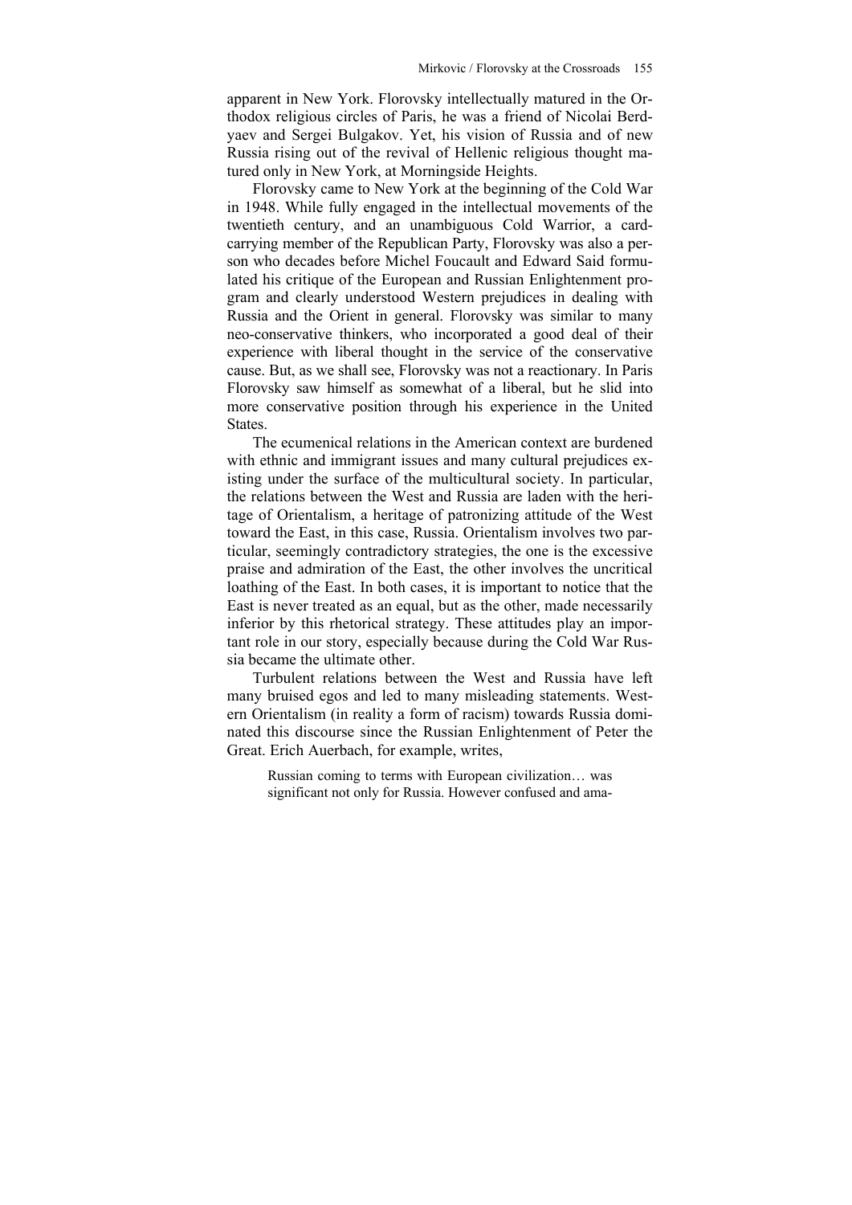apparent in New York. Florovsky intellectually matured in the Orthodox religious circles of Paris, he was a friend of Nicolai Berdyaev and Sergei Bulgakov. Yet, his vision of Russia and of new Russia rising out of the revival of Hellenic religious thought matured only in New York, at Morningside Heights.

Florovsky came to New York at the beginning of the Cold War in 1948. While fully engaged in the intellectual movements of the twentieth century, and an unambiguous Cold Warrior, a card-carrying member of the Republican Party, Florovsky was also a person who decades before Michel Foucault and Edward Said formulated his critique of the European and Russian Enlightenment program and clearly understood Western prejudices in dealing with Russia and the Orient in general. Florovsky was similar to many neo-conservative thinkers, who incorporated a good deal of their experience with liberal thought in the service of the conservative cause. But, as we shall see, Florovsky was not a reactionary. In Paris Florovsky saw himself as somewhat of a liberal, but he slid into more conservative position through his experience in the United States.

The ecumenical relations in the American context are burdened with ethnic and immigrant issues and many cultural prejudices existing under the surface of the multicultural society. In particular, the relations between the West and Russia are laden with the heritage of Orientalism, a heritage of patronizing attitude of the West toward the East, in this case, Russia. Orientalism involves two particular, seemingly contradictory strategies, the one is the excessive praise and admiration of the East, the other involves the uncritical loathing of the East. In both cases, it is important to notice that the East is never treated as an equal, but as the other, made necessarily inferior by this rhetorical strategy. These attitudes play an important role in our story, especially because during the Cold War Russia became the ultimate other.

Turbulent relations between the West and Russia have left many bruised egos and led to many misleading statements. Western Orientalism (in reality a form of racism) towards Russia dominated this discourse since the Russian Enlightenment of Peter the Great. Erich Auerbach, for example, writes,

> Russian coming to terms with European civilization… was significant not only for Russia. However confused and ama-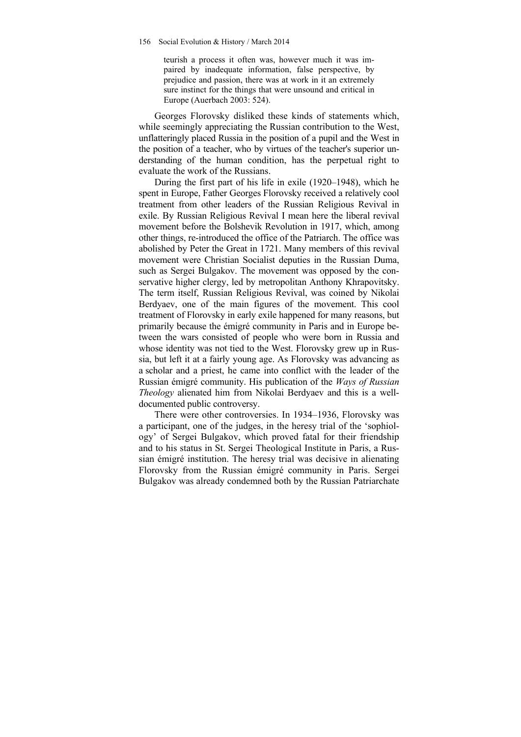> teurish a process it often was, however much it was impaired by inadequate information, false perspective, by prejudice and passion, there was at work in it an extremely sure instinct for the things that were unsound and critical in Europe (Auerbach 2003: 524).

Georges Florovsky disliked these kinds of statements which, while seemingly appreciating the Russian contribution to the West, unflatteringly placed Russia in the position of a pupil and the West in the position of a teacher, who by virtues of the teacher's superior understanding of the human condition, has the perpetual right to evaluate the work of the Russians.

During the first part of his life in exile (1920–1948), which he spent in Europe, Father Georges Florovsky received a relatively cool treatment from other leaders of the Russian Religious Revival in exile. By Russian Religious Revival I mean here the liberal revival movement before the Bolshevik Revolution in 1917, which, among other things, re-introduced the office of the Patriarch. The office was abolished by Peter the Great in 1721. Many members of this revival movement were Christian Socialist deputies in the Russian Duma, such as Sergei Bulgakov. The movement was opposed by the conservative higher clergy, led by metropolitan Anthony Khrapovitsky. The term itself, Russian Religious Revival, was coined by Nikolai Berdyaev, one of the main figures of the movement. This cool treatment of Florovsky in early exile happened for many reasons, but primarily because the émigré community in Paris and in Europe between the wars consisted of people who were born in Russia and whose identity was not tied to the West. Florovsky grew up in Russia, but left it at a fairly young age. As Florovsky was advancing as a scholar and a priest, he came into conflict with the leader of the Russian émigré community. His publication of the *Ways of Russian Theology* alienated him from Nikolai Berdyaev and this is a well-documented public controversy.

There were other controversies. In 1934–1936, Florovsky was a participant, one of the judges, in the heresy trial of the 'sophiology' of Sergei Bulgakov, which proved fatal for their friendship and to his status in St. Sergei Theological Institute in Paris, a Russian émigré institution. The heresy trial was decisive in alienating Florovsky from the Russian émigré community in Paris. Sergei Bulgakov was already condemned both by the Russian Patriarchate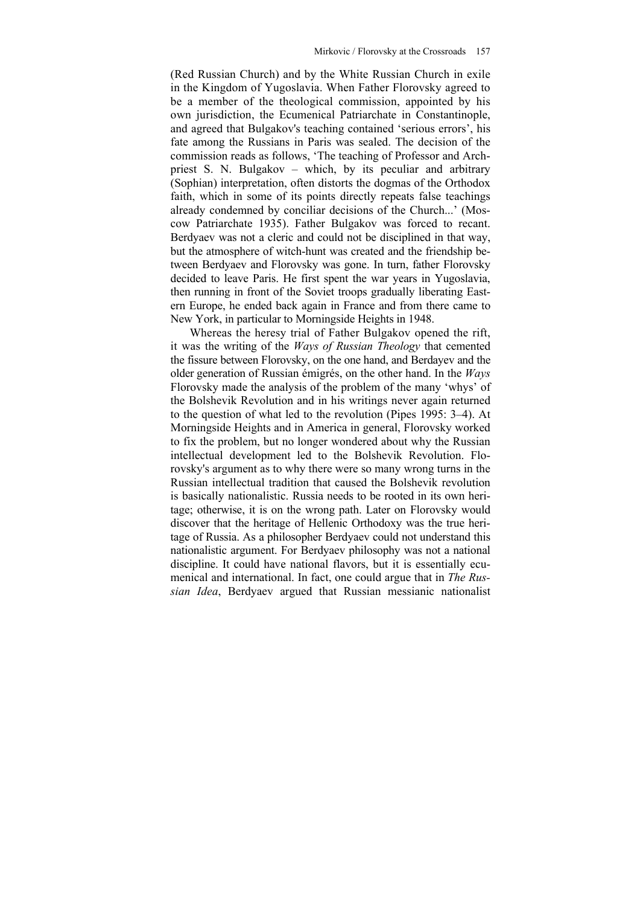(Red Russian Church) and by the White Russian Church in exile in the Kingdom of Yugoslavia. When Father Florovsky agreed to be a member of the theological commission, appointed by his own jurisdiction, the Ecumenical Patriarchate in Constantinople, and agreed that Bulgakov's teaching contained 'serious errors', his fate among the Russians in Paris was sealed. The decision of the commission reads as follows, 'The teaching of Professor and Archpriest S. N. Bulgakov – which, by its peculiar and arbitrary (Sophian) interpretation, often distorts the dogmas of the Orthodox faith, which in some of its points directly repeats false teachings already condemned by conciliar decisions of the Church...' (Moscow Patriarchate 1935). Father Bulgakov was forced to recant. Berdyaev was not a cleric and could not be disciplined in that way, but the atmosphere of witch-hunt was created and the friendship between Berdyaev and Florovsky was gone. In turn, father Florovsky decided to leave Paris. He first spent the war years in Yugoslavia, then running in front of the Soviet troops gradually liberating Eastern Europe, he ended back again in France and from there came to New York, in particular to Morningside Heights in 1948.

Whereas the heresy trial of Father Bulgakov opened the rift, it was the writing of the *Ways of Russian Theology* that cemented the fissure between Florovsky, on the one hand, and Berdayev and the older generation of Russian émigrés, on the other hand. In the *Ways* Florovsky made the analysis of the problem of the many 'whys' of the Bolshevik Revolution and in his writings never again returned to the question of what led to the revolution (Pipes 1995: 3–4). At Morningside Heights and in America in general, Florovsky worked to fix the problem, but no longer wondered about why the Russian intellectual development led to the Bolshevik Revolution. Florovsky's argument as to why there were so many wrong turns in the Russian intellectual tradition that caused the Bolshevik revolution is basically nationalistic. Russia needs to be rooted in its own heritage; otherwise, it is on the wrong path. Later on Florovsky would discover that the heritage of Hellenic Orthodoxy was the true heritage of Russia. As a philosopher Berdyaev could not understand this nationalistic argument. For Berdyaev philosophy was not a national discipline. It could have national flavors, but it is essentially ecumenical and international. In fact, one could argue that in *The Russian Idea*, Berdyaev argued that Russian messianic nationalist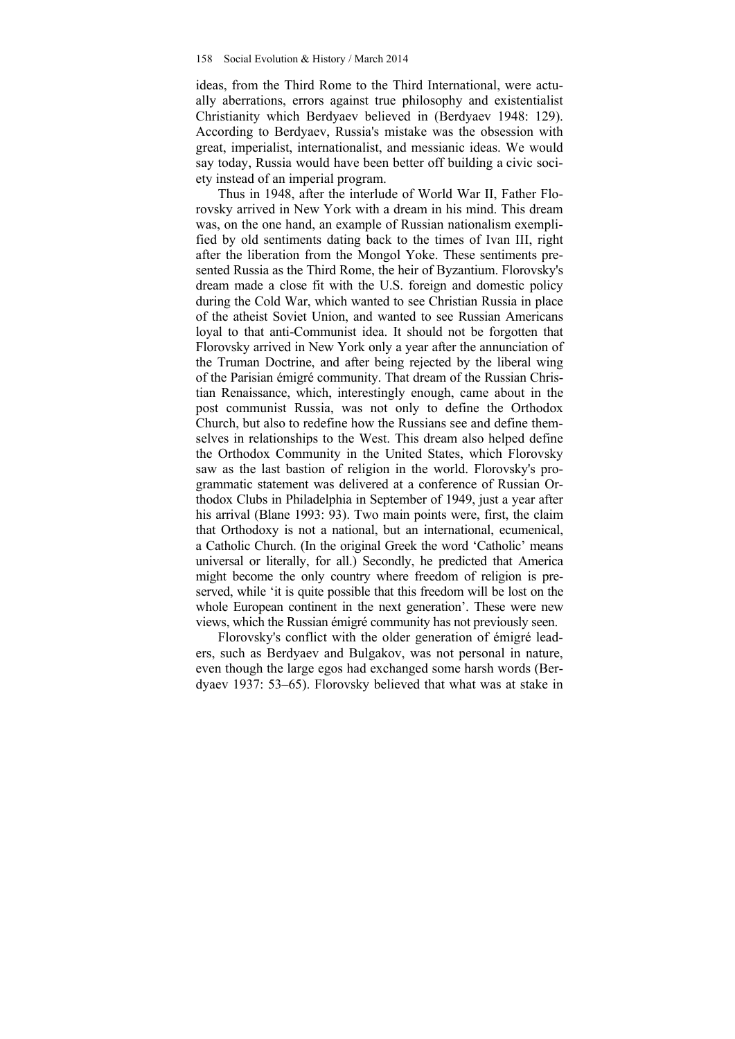ideas, from the Third Rome to the Third International, were actually aberrations, errors against true philosophy and existentialist Christianity which Berdyaev believed in (Berdyaev 1948: 129). According to Berdyaev, Russia's mistake was the obsession with great, imperialist, internationalist, and messianic ideas. We would say today, Russia would have been better off building a civic society instead of an imperial program.

Thus in 1948, after the interlude of World War II, Father Florovsky arrived in New York with a dream in his mind. This dream was, on the one hand, an example of Russian nationalism exemplified by old sentiments dating back to the times of Ivan III, right after the liberation from the Mongol Yoke. These sentiments presented Russia as the Third Rome, the heir of Byzantium. Florovsky's dream made a close fit with the U.S. foreign and domestic policy during the Cold War, which wanted to see Christian Russia in place of the atheist Soviet Union, and wanted to see Russian Americans loyal to that anti-Communist idea. It should not be forgotten that Florovsky arrived in New York only a year after the annunciation of the Truman Doctrine, and after being rejected by the liberal wing of the Parisian émigré community. That dream of the Russian Christian Renaissance, which, interestingly enough, came about in the post communist Russia, was not only to define the Orthodox Church, but also to redefine how the Russians see and define themselves in relationships to the West. This dream also helped define the Orthodox Community in the United States, which Florovsky saw as the last bastion of religion in the world. Florovsky's programmatic statement was delivered at a conference of Russian Orthodox Clubs in Philadelphia in September of 1949, just a year after his arrival (Blane 1993: 93). Two main points were, first, the claim that Orthodoxy is not a national, but an international, ecumenical, a Catholic Church. (In the original Greek the word 'Catholic' means universal or literally, for all.) Secondly, he predicted that America might become the only country where freedom of religion is preserved, while 'it is quite possible that this freedom will be lost on the whole European continent in the next generation'. These were new views, which the Russian émigré community has not previously seen.

Florovsky's conflict with the older generation of émigré leaders, such as Berdyaev and Bulgakov, was not personal in nature, even though the large egos had exchanged some harsh words (Berdyaev 1937: 53–65). Florovsky believed that what was at stake in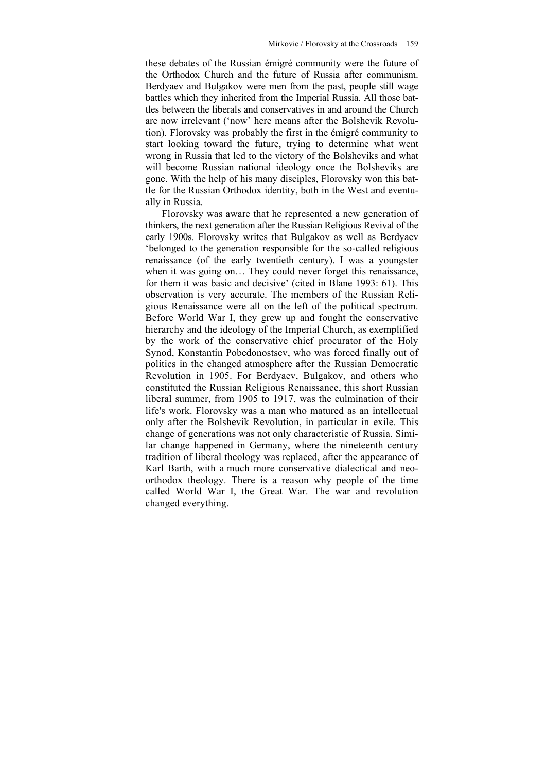these debates of the Russian émigré community were the future of the Orthodox Church and the future of Russia after communism. Berdyaev and Bulgakov were men from the past, people still wage battles which they inherited from the Imperial Russia. All those battles between the liberals and conservatives in and around the Church are now irrelevant ('now' here means after the Bolshevik Revolution). Florovsky was probably the first in the émigré community to start looking toward the future, trying to determine what went wrong in Russia that led to the victory of the Bolsheviks and what will become Russian national ideology once the Bolsheviks are gone. With the help of his many disciples, Florovsky won this battle for the Russian Orthodox identity, both in the West and eventually in Russia.

Florovsky was aware that he represented a new generation of thinkers, the next generation after the Russian Religious Revival of the early 1900s. Florovsky writes that Bulgakov as well as Berdyaev 'belonged to the generation responsible for the so-called religious renaissance (of the early twentieth century). I was a youngster when it was going on… They could never forget this renaissance, for them it was basic and decisive' (cited in Blane 1993: 61). This observation is very accurate. The members of the Russian Religious Renaissance were all on the left of the political spectrum. Before World War I, they grew up and fought the conservative hierarchy and the ideology of the Imperial Church, as exemplified by the work of the conservative chief procurator of the Holy Synod, Konstantin Pobedonostsev, who was forced finally out of politics in the changed atmosphere after the Russian Democratic Revolution in 1905. For Berdyaev, Bulgakov, and others who constituted the Russian Religious Renaissance, this short Russian liberal summer, from 1905 to 1917, was the culmination of their life's work. Florovsky was a man who matured as an intellectual only after the Bolshevik Revolution, in particular in exile. This change of generations was not only characteristic of Russia. Similar change happened in Germany, where the nineteenth century tradition of liberal theology was replaced, after the appearance of Karl Barth, with a much more conservative dialectical and neo-orthodox theology. There is a reason why people of the time called World War I, the Great War. The war and revolution changed everything.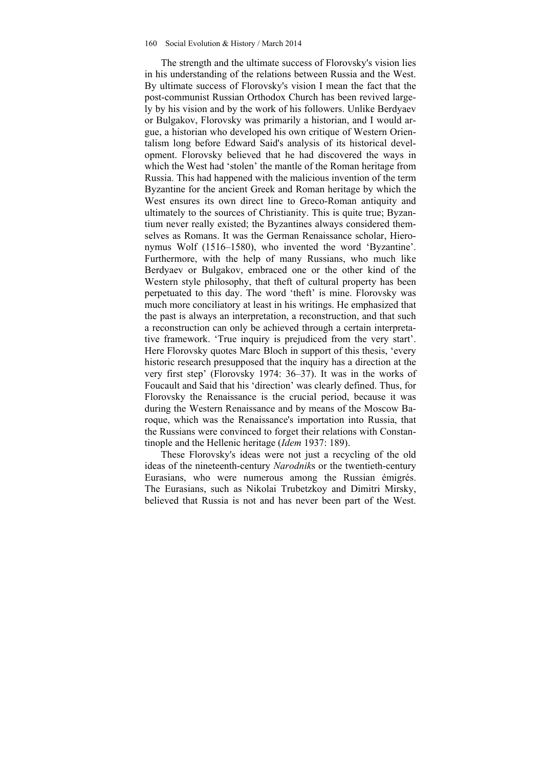The strength and the ultimate success of Florovsky's vision lies in his understanding of the relations between Russia and the West. By ultimate success of Florovsky's vision I mean the fact that the post-communist Russian Orthodox Church has been revived largely by his vision and by the work of his followers. Unlike Berdyaev or Bulgakov, Florovsky was primarily a historian, and I would argue, a historian who developed his own critique of Western Orientalism long before Edward Said's analysis of its historical development. Florovsky believed that he had discovered the ways in which the West had 'stolen' the mantle of the Roman heritage from Russia. This had happened with the malicious invention of the term Byzantine for the ancient Greek and Roman heritage by which the West ensures its own direct line to Greco-Roman antiquity and ultimately to the sources of Christianity. This is quite true; Byzantium never really existed; the Byzantines always considered themselves as Romans. It was the German Renaissance scholar, Hieronymus Wolf (1516–1580), who invented the word 'Byzantine'. Furthermore, with the help of many Russians, who much like Berdyaev or Bulgakov, embraced one or the other kind of the Western style philosophy, that theft of cultural property has been perpetuated to this day. The word 'theft' is mine. Florovsky was much more conciliatory at least in his writings. He emphasized that the past is always an interpretation, a reconstruction, and that such a reconstruction can only be achieved through a certain interpretative framework. 'True inquiry is prejudiced from the very start'. Here Florovsky quotes Marc Bloch in support of this thesis, 'every historic research presupposed that the inquiry has a direction at the very first step' (Florovsky 1974: 36–37). It was in the works of Foucault and Said that his 'direction' was clearly defined. Thus, for Florovsky the Renaissance is the crucial period, because it was during the Western Renaissance and by means of the Moscow Baroque, which was the Renaissance's importation into Russia, that the Russians were convinced to forget their relations with Constantinople and the Hellenic heritage (*Idem* 1937: 189).

These Florovsky's ideas were not just a recycling of the old ideas of the nineteenth-century *Narodnik*s or the twentieth-century Eurasians, who were numerous among the Russian émigrés. The Eurasians, such as Nikolai Trubetzkoy and Dimitri Mirsky, believed that Russia is not and has never been part of the West.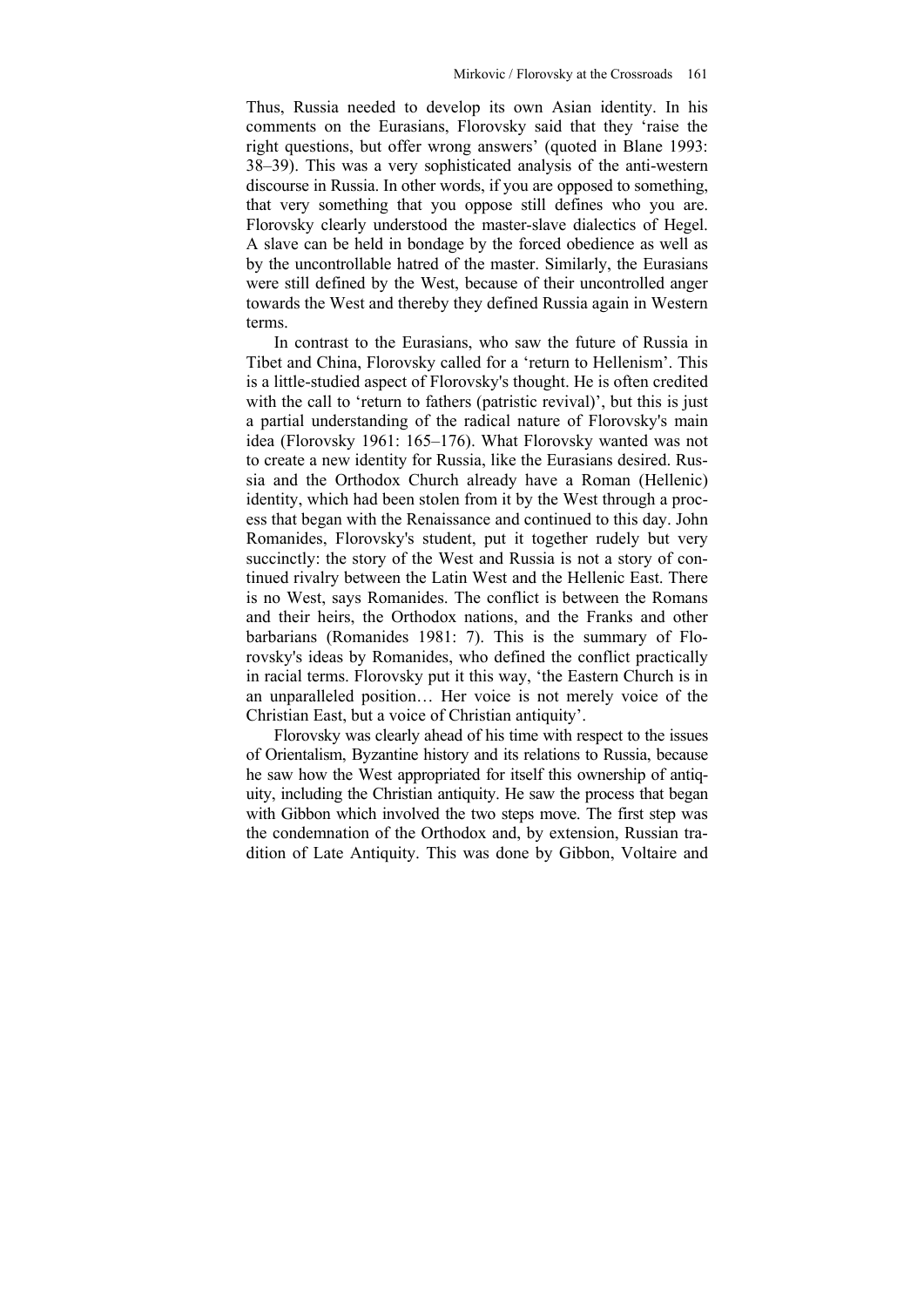Thus, Russia needed to develop its own Asian identity. In his comments on the Eurasians, Florovsky said that they 'raise the right questions, but offer wrong answers' (quoted in Blane 1993: 38–39). This was a very sophisticated analysis of the anti-western discourse in Russia. In other words, if you are opposed to something, that very something that you oppose still defines who you are. Florovsky clearly understood the master-slave dialectics of Hegel. A slave can be held in bondage by the forced obedience as well as by the uncontrollable hatred of the master. Similarly, the Eurasians were still defined by the West, because of their uncontrolled anger towards the West and thereby they defined Russia again in Western terms.

In contrast to the Eurasians, who saw the future of Russia in Tibet and China, Florovsky called for a 'return to Hellenism'. This is a little-studied aspect of Florovsky's thought. He is often credited with the call to 'return to fathers (patristic revival)', but this is just a partial understanding of the radical nature of Florovsky's main idea (Florovsky 1961: 165–176). What Florovsky wanted was not to create a new identity for Russia, like the Eurasians desired. Russia and the Orthodox Church already have a Roman (Hellenic) identity, which had been stolen from it by the West through a process that began with the Renaissance and continued to this day. John Romanides, Florovsky's student, put it together rudely but very succinctly: the story of the West and Russia is not a story of continued rivalry between the Latin West and the Hellenic East. There is no West, says Romanides. The conflict is between the Romans and their heirs, the Orthodox nations, and the Franks and other barbarians (Romanides 1981: 7). This is the summary of Florovsky's ideas by Romanides, who defined the conflict practically in racial terms. Florovsky put it this way, 'the Eastern Church is in an unparalleled position… Her voice is not merely voice of the Christian East, but a voice of Christian antiquity'.

Florovsky was clearly ahead of his time with respect to the issues of Orientalism, Byzantine history and its relations to Russia, because he saw how the West appropriated for itself this ownership of antiquity, including the Christian antiquity. He saw the process that began with Gibbon which involved the two steps move. The first step was the condemnation of the Orthodox and, by extension, Russian tradition of Late Antiquity. This was done by Gibbon, Voltaire and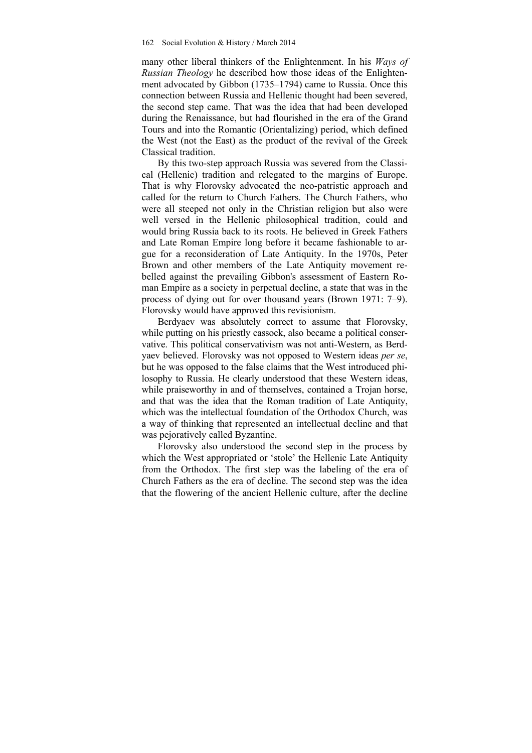many other liberal thinkers of the Enlightenment. In his *Ways of Russian Theology* he described how those ideas of the Enlightenment advocated by Gibbon (1735–1794) came to Russia. Once this connection between Russia and Hellenic thought had been severed, the second step came. That was the idea that had been developed during the Renaissance, but had flourished in the era of the Grand Tours and into the Romantic (Orientalizing) period, which defined the West (not the East) as the product of the revival of the Greek Classical tradition.

By this two-step approach Russia was severed from the Classical (Hellenic) tradition and relegated to the margins of Europe. That is why Florovsky advocated the neo-patristic approach and called for the return to Church Fathers. The Church Fathers, who were all steeped not only in the Christian religion but also were well versed in the Hellenic philosophical tradition, could and would bring Russia back to its roots. He believed in Greek Fathers and Late Roman Empire long before it became fashionable to argue for a reconsideration of Late Antiquity. In the 1970s, Peter Brown and other members of the Late Antiquity movement rebelled against the prevailing Gibbon's assessment of Eastern Roman Empire as a society in perpetual decline, a state that was in the process of dying out for over thousand years (Brown 1971: 7–9). Florovsky would have approved this revisionism.

Berdyaev was absolutely correct to assume that Florovsky, while putting on his priestly cassock, also became a political conservative. This political conservativism was not anti-Western, as Berdyaev believed. Florovsky was not opposed to Western ideas *per se*, but he was opposed to the false claims that the West introduced philosophy to Russia. He clearly understood that these Western ideas, while praiseworthy in and of themselves, contained a Trojan horse, and that was the idea that the Roman tradition of Late Antiquity, which was the intellectual foundation of the Orthodox Church, was a way of thinking that represented an intellectual decline and that was pejoratively called Byzantine.

Florovsky also understood the second step in the process by which the West appropriated or 'stole' the Hellenic Late Antiquity from the Orthodox. The first step was the labeling of the era of Church Fathers as the era of decline. The second step was the idea that the flowering of the ancient Hellenic culture, after the decline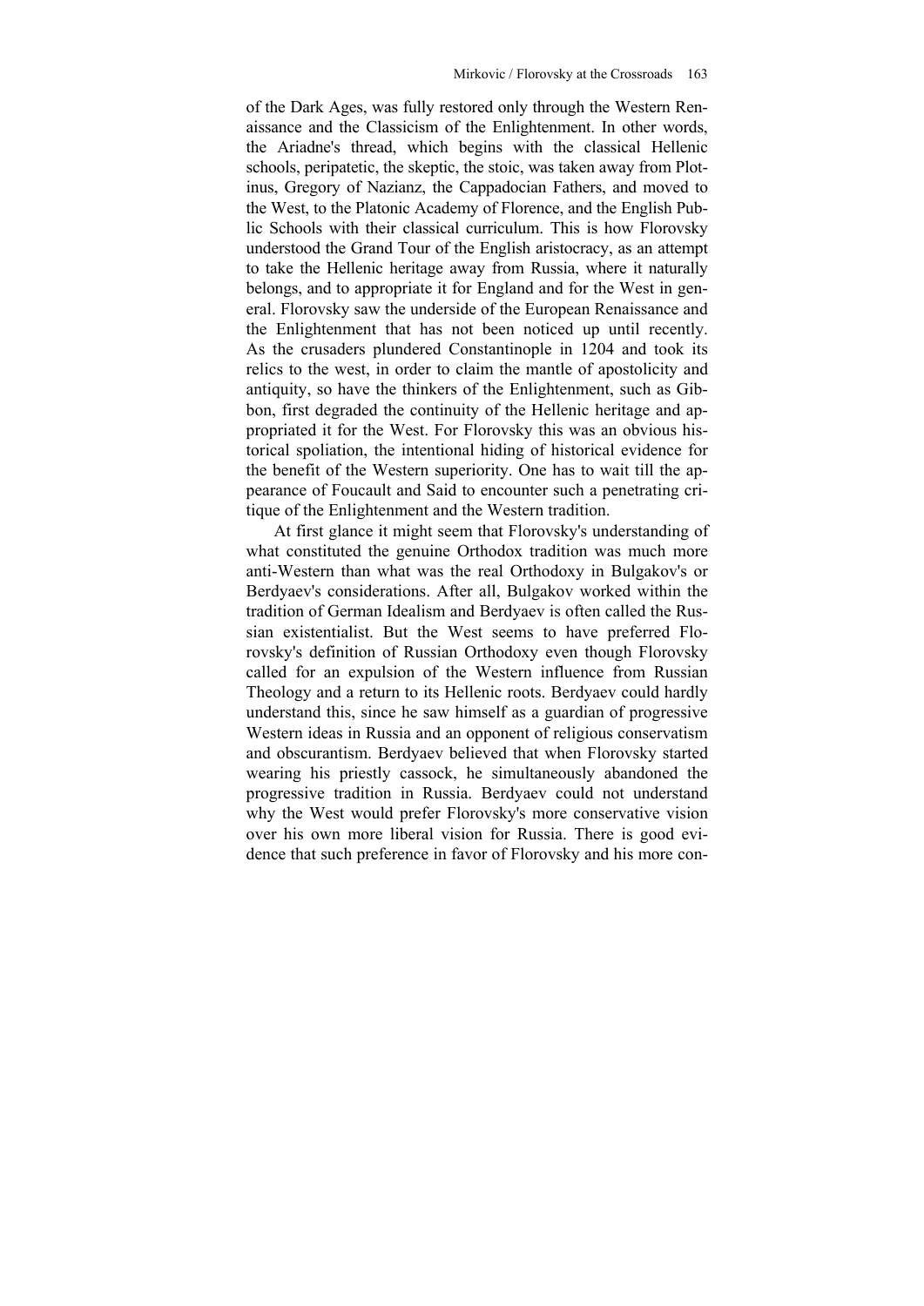of the Dark Ages, was fully restored only through the Western Renaissance and the Classicism of the Enlightenment. In other words, the Ariadne's thread, which begins with the classical Hellenic schools, peripatetic, the skeptic, the stoic, was taken away from Plotinus, Gregory of Nazianz, the Cappadocian Fathers, and moved to the West, to the Platonic Academy of Florence, and the English Public Schools with their classical curriculum. This is how Florovsky understood the Grand Tour of the English aristocracy, as an attempt to take the Hellenic heritage away from Russia, where it naturally belongs, and to appropriate it for England and for the West in general. Florovsky saw the underside of the European Renaissance and the Enlightenment that has not been noticed up until recently. As the crusaders plundered Constantinople in 1204 and took its relics to the west, in order to claim the mantle of apostolicity and antiquity, so have the thinkers of the Enlightenment, such as Gibbon, first degraded the continuity of the Hellenic heritage and appropriated it for the West. For Florovsky this was an obvious historical spoliation, the intentional hiding of historical evidence for the benefit of the Western superiority. One has to wait till the appearance of Foucault and Said to encounter such a penetrating critique of the Enlightenment and the Western tradition.

At first glance it might seem that Florovsky's understanding of what constituted the genuine Orthodox tradition was much more anti-Western than what was the real Orthodoxy in Bulgakov's or Berdyaev's considerations. After all, Bulgakov worked within the tradition of German Idealism and Berdyaev is often called the Russian existentialist. But the West seems to have preferred Florovsky's definition of Russian Orthodoxy even though Florovsky called for an expulsion of the Western influence from Russian Theology and a return to its Hellenic roots. Berdyaev could hardly understand this, since he saw himself as a guardian of progressive Western ideas in Russia and an opponent of religious conservatism and obscurantism. Berdyaev believed that when Florovsky started wearing his priestly cassock, he simultaneously abandoned the progressive tradition in Russia. Berdyaev could not understand why the West would prefer Florovsky's more conservative vision over his own more liberal vision for Russia. There is good evidence that such preference in favor of Florovsky and his more con-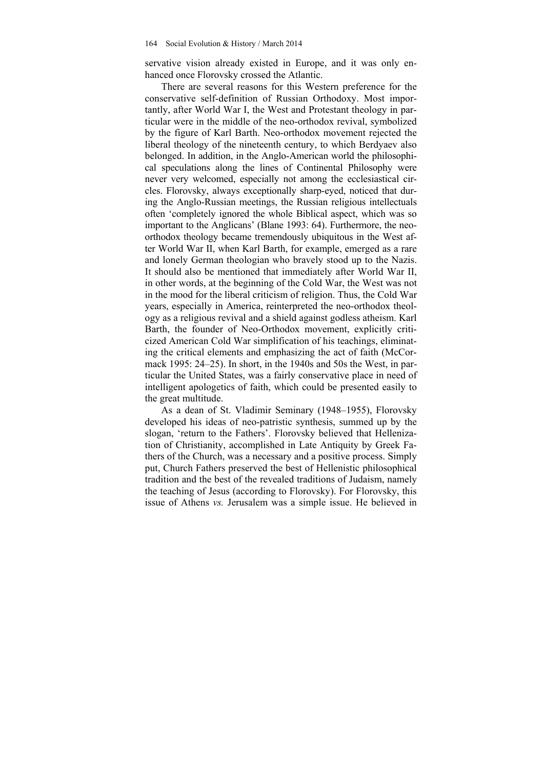servative vision already existed in Europe, and it was only enhanced once Florovsky crossed the Atlantic.

There are several reasons for this Western preference for the conservative self-definition of Russian Orthodoxy. Most importantly, after World War I, the West and Protestant theology in particular were in the middle of the neo-orthodox revival, symbolized by the figure of Karl Barth. Neo-orthodox movement rejected the liberal theology of the nineteenth century, to which Berdyaev also belonged. In addition, in the Anglo-American world the philosophical speculations along the lines of Continental Philosophy were never very welcomed, especially not among the ecclesiastical circles. Florovsky, always exceptionally sharp-eyed, noticed that during the Anglo-Russian meetings, the Russian religious intellectuals often 'completely ignored the whole Biblical aspect, which was so important to the Anglicans' (Blane 1993: 64). Furthermore, the neo-orthodox theology became tremendously ubiquitous in the West after World War II, when Karl Barth, for example, emerged as a rare and lonely German theologian who bravely stood up to the Nazis. It should also be mentioned that immediately after World War II, in other words, at the beginning of the Cold War, the West was not in the mood for the liberal criticism of religion. Thus, the Cold War years, especially in America, reinterpreted the neo-orthodox theology as a religious revival and a shield against godless atheism. Karl Barth, the founder of Neo-Orthodox movement, explicitly criticized American Cold War simplification of his teachings, eliminating the critical elements and emphasizing the act of faith (McCormack 1995: 24–25). In short, in the 1940s and 50s the West, in particular the United States, was a fairly conservative place in need of intelligent apologetics of faith, which could be presented easily to the great multitude.

As a dean of St. Vladimir Seminary (1948–1955), Florovsky developed his ideas of neo-patristic synthesis, summed up by the slogan, 'return to the Fathers'. Florovsky believed that Hellenization of Christianity, accomplished in Late Antiquity by Greek Fathers of the Church, was a necessary and a positive process. Simply put, Church Fathers preserved the best of Hellenistic philosophical tradition and the best of the revealed traditions of Judaism, namely the teaching of Jesus (according to Florovsky). For Florovsky, this issue of Athens *vs.* Jerusalem was a simple issue. He believed in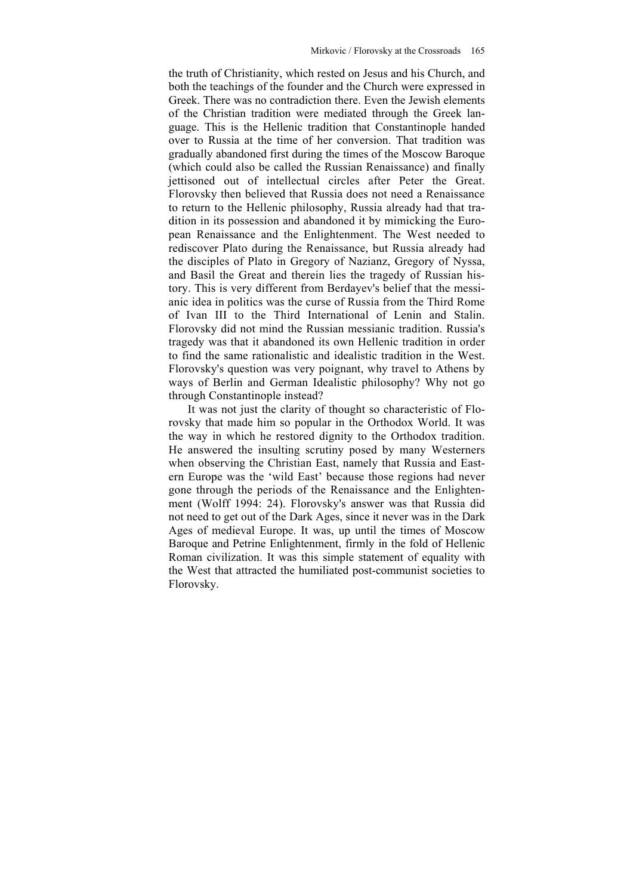the truth of Christianity, which rested on Jesus and his Church, and both the teachings of the founder and the Church were expressed in Greek. There was no contradiction there. Even the Jewish elements of the Christian tradition were mediated through the Greek language. This is the Hellenic tradition that Constantinople handed over to Russia at the time of her conversion. That tradition was gradually abandoned first during the times of the Moscow Baroque (which could also be called the Russian Renaissance) and finally jettisoned out of intellectual circles after Peter the Great. Florovsky then believed that Russia does not need a Renaissance to return to the Hellenic philosophy, Russia already had that tradition in its possession and abandoned it by mimicking the European Renaissance and the Enlightenment. The West needed to rediscover Plato during the Renaissance, but Russia already had the disciples of Plato in Gregory of Nazianz, Gregory of Nyssa, and Basil the Great and therein lies the tragedy of Russian history. This is very different from Berdayev's belief that the messianic idea in politics was the curse of Russia from the Third Rome of Ivan III to the Third International of Lenin and Stalin. Florovsky did not mind the Russian messianic tradition. Russia's tragedy was that it abandoned its own Hellenic tradition in order to find the same rationalistic and idealistic tradition in the West. Florovsky's question was very poignant, why travel to Athens by ways of Berlin and German Idealistic philosophy? Why not go through Constantinople instead?

It was not just the clarity of thought so characteristic of Florovsky that made him so popular in the Orthodox World. It was the way in which he restored dignity to the Orthodox tradition. He answered the insulting scrutiny posed by many Westerners when observing the Christian East, namely that Russia and Eastern Europe was the 'wild East' because those regions had never gone through the periods of the Renaissance and the Enlightenment (Wolff 1994: 24). Florovsky's answer was that Russia did not need to get out of the Dark Ages, since it never was in the Dark Ages of medieval Europe. It was, up until the times of Moscow Baroque and Petrine Enlightenment, firmly in the fold of Hellenic Roman civilization. It was this simple statement of equality with the West that attracted the humiliated post-communist societies to Florovsky.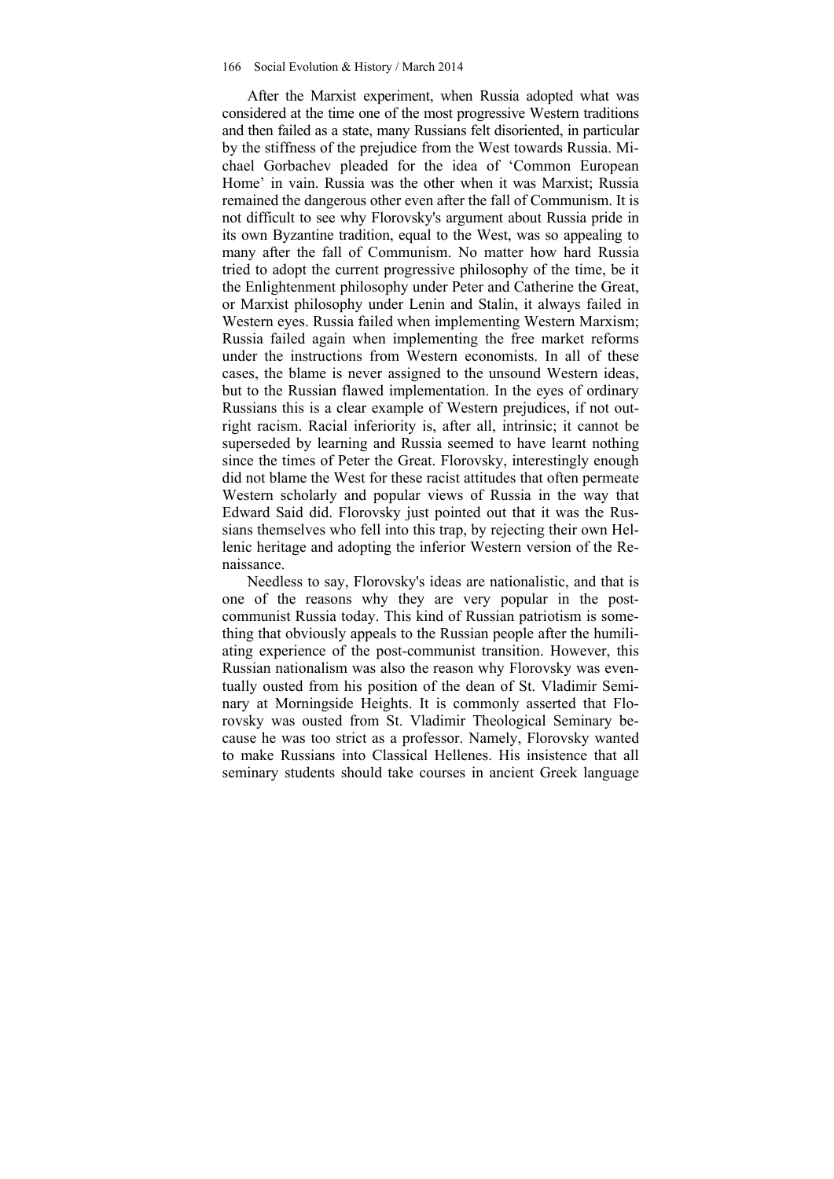After the Marxist experiment, when Russia adopted what was considered at the time one of the most progressive Western traditions and then failed as a state, many Russians felt disoriented, in particular by the stiffness of the prejudice from the West towards Russia. Michael Gorbachev pleaded for the idea of 'Common European Home' in vain. Russia was the other when it was Marxist; Russia remained the dangerous other even after the fall of Communism. It is not difficult to see why Florovsky's argument about Russia pride in its own Byzantine tradition, equal to the West, was so appealing to many after the fall of Communism. No matter how hard Russia tried to adopt the current progressive philosophy of the time, be it the Enlightenment philosophy under Peter and Catherine the Great, or Marxist philosophy under Lenin and Stalin, it always failed in Western eyes. Russia failed when implementing Western Marxism; Russia failed again when implementing the free market reforms under the instructions from Western economists. In all of these cases, the blame is never assigned to the unsound Western ideas, but to the Russian flawed implementation. In the eyes of ordinary Russians this is a clear example of Western prejudices, if not outright racism. Racial inferiority is, after all, intrinsic; it cannot be superseded by learning and Russia seemed to have learnt nothing since the times of Peter the Great. Florovsky, interestingly enough did not blame the West for these racist attitudes that often permeate Western scholarly and popular views of Russia in the way that Edward Said did. Florovsky just pointed out that it was the Russians themselves who fell into this trap, by rejecting their own Hellenic heritage and adopting the inferior Western version of the Renaissance.

Needless to say, Florovsky's ideas are nationalistic, and that is one of the reasons why they are very popular in the post-communist Russia today. This kind of Russian patriotism is something that obviously appeals to the Russian people after the humiliating experience of the post-communist transition. However, this Russian nationalism was also the reason why Florovsky was eventually ousted from his position of the dean of St. Vladimir Seminary at Morningside Heights. It is commonly asserted that Florovsky was ousted from St. Vladimir Theological Seminary because he was too strict as a professor. Namely, Florovsky wanted to make Russians into Classical Hellenes. His insistence that all seminary students should take courses in ancient Greek language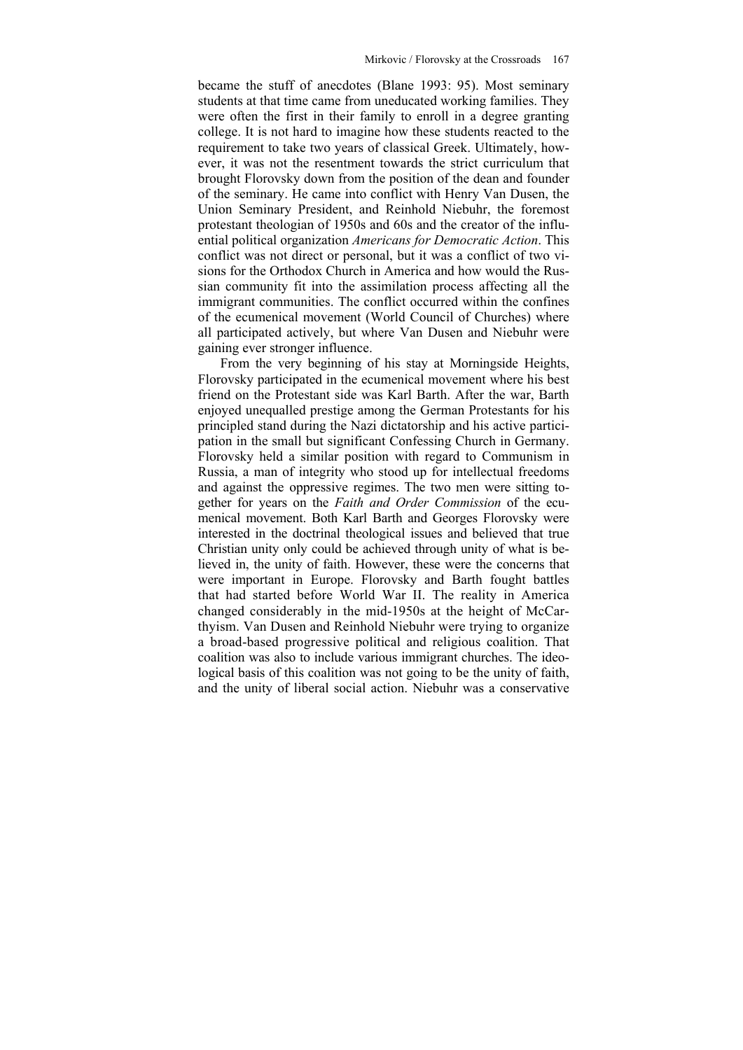became the stuff of anecdotes (Blane 1993: 95). Most seminary students at that time came from uneducated working families. They were often the first in their family to enroll in a degree granting college. It is not hard to imagine how these students reacted to the requirement to take two years of classical Greek. Ultimately, however, it was not the resentment towards the strict curriculum that brought Florovsky down from the position of the dean and founder of the seminary. He came into conflict with Henry Van Dusen, the Union Seminary President, and Reinhold Niebuhr, the foremost protestant theologian of 1950s and 60s and the creator of the influential political organization *Americans for Democratic Action*. This conflict was not direct or personal, but it was a conflict of two visions for the Orthodox Church in America and how would the Russian community fit into the assimilation process affecting all the immigrant communities. The conflict occurred within the confines of the ecumenical movement (World Council of Churches) where all participated actively, but where Van Dusen and Niebuhr were gaining ever stronger influence.

From the very beginning of his stay at Morningside Heights, Florovsky participated in the ecumenical movement where his best friend on the Protestant side was Karl Barth. After the war, Barth enjoyed unequalled prestige among the German Protestants for his principled stand during the Nazi dictatorship and his active participation in the small but significant Confessing Church in Germany. Florovsky held a similar position with regard to Communism in Russia, a man of integrity who stood up for intellectual freedoms and against the oppressive regimes. The two men were sitting together for years on the *Faith and Order Commission* of the ecumenical movement. Both Karl Barth and Georges Florovsky were interested in the doctrinal theological issues and believed that true Christian unity only could be achieved through unity of what is believed in, the unity of faith. However, these were the concerns that were important in Europe. Florovsky and Barth fought battles that had started before World War II. The reality in America changed considerably in the mid-1950s at the height of McCarthyism. Van Dusen and Reinhold Niebuhr were trying to organize a broad-based progressive political and religious coalition. That coalition was also to include various immigrant churches. The ideological basis of this coalition was not going to be the unity of faith, and the unity of liberal social action. Niebuhr was a conservative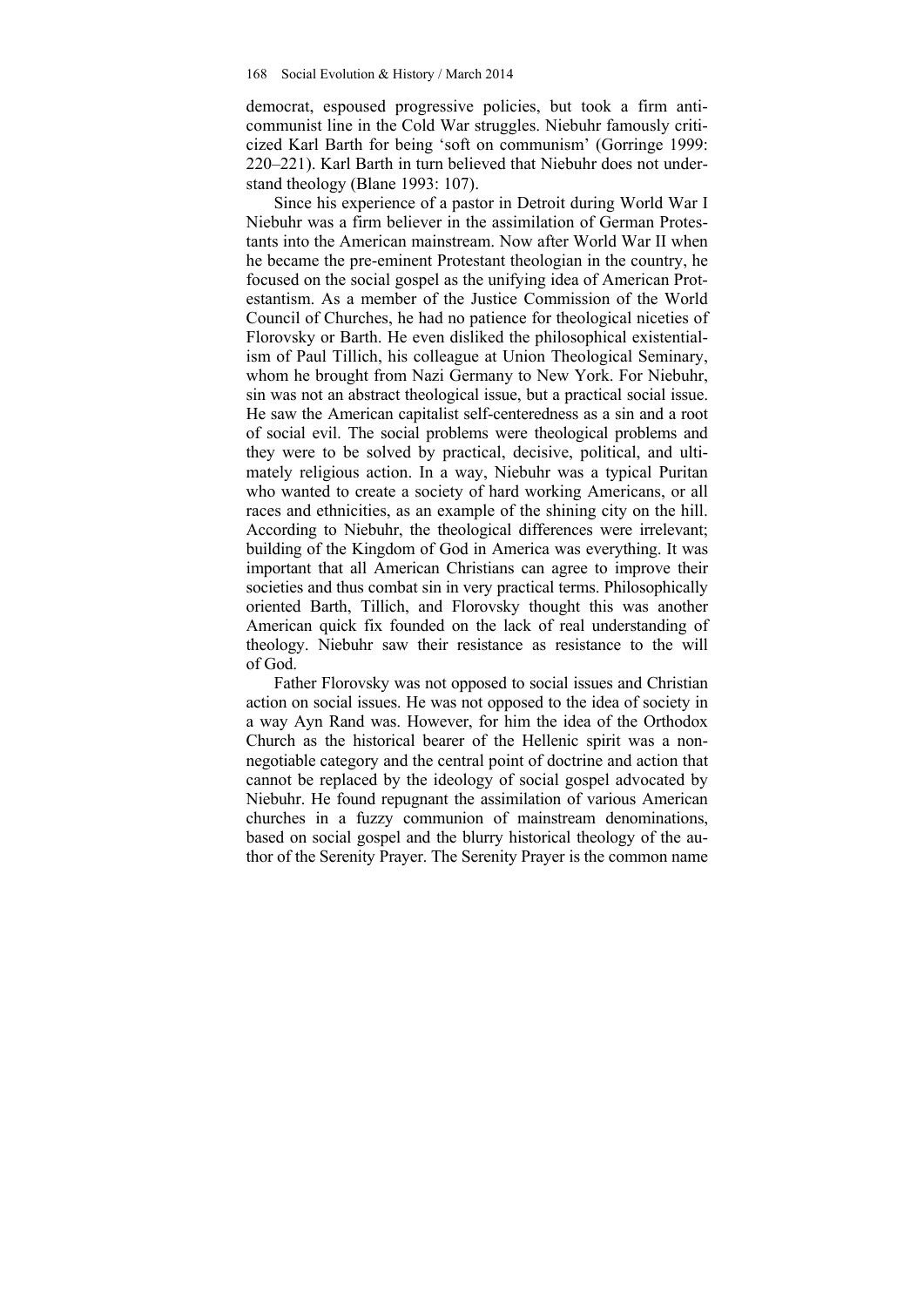democrat, espoused progressive policies, but took a firm anti-communist line in the Cold War struggles. Niebuhr famously criticized Karl Barth for being 'soft on communism' (Gorringe 1999: 220–221). Karl Barth in turn believed that Niebuhr does not understand theology (Blane 1993: 107).

Since his experience of a pastor in Detroit during World War I Niebuhr was a firm believer in the assimilation of German Protestants into the American mainstream. Now after World War II when he became the pre-eminent Protestant theologian in the country, he focused on the social gospel as the unifying idea of American Protestantism. As a member of the Justice Commission of the World Council of Churches, he had no patience for theological niceties of Florovsky or Barth. He even disliked the philosophical existentialism of Paul Tillich, his colleague at Union Theological Seminary, whom he brought from Nazi Germany to New York. For Niebuhr, sin was not an abstract theological issue, but a practical social issue. He saw the American capitalist self-centeredness as a sin and a root of social evil. The social problems were theological problems and they were to be solved by practical, decisive, political, and ultimately religious action. In a way, Niebuhr was a typical Puritan who wanted to create a society of hard working Americans, or all races and ethnicities, as an example of the shining city on the hill. According to Niebuhr, the theological differences were irrelevant; building of the Kingdom of God in America was everything. It was important that all American Christians can agree to improve their societies and thus combat sin in very practical terms. Philosophically oriented Barth, Tillich, and Florovsky thought this was another American quick fix founded on the lack of real understanding of theology. Niebuhr saw their resistance as resistance to the will of God.

Father Florovsky was not opposed to social issues and Christian action on social issues. He was not opposed to the idea of society in a way Ayn Rand was. However, for him the idea of the Orthodox Church as the historical bearer of the Hellenic spirit was a non-negotiable category and the central point of doctrine and action that cannot be replaced by the ideology of social gospel advocated by Niebuhr. He found repugnant the assimilation of various American churches in a fuzzy communion of mainstream denominations, based on social gospel and the blurry historical theology of the author of the Serenity Prayer. The Serenity Prayer is the common name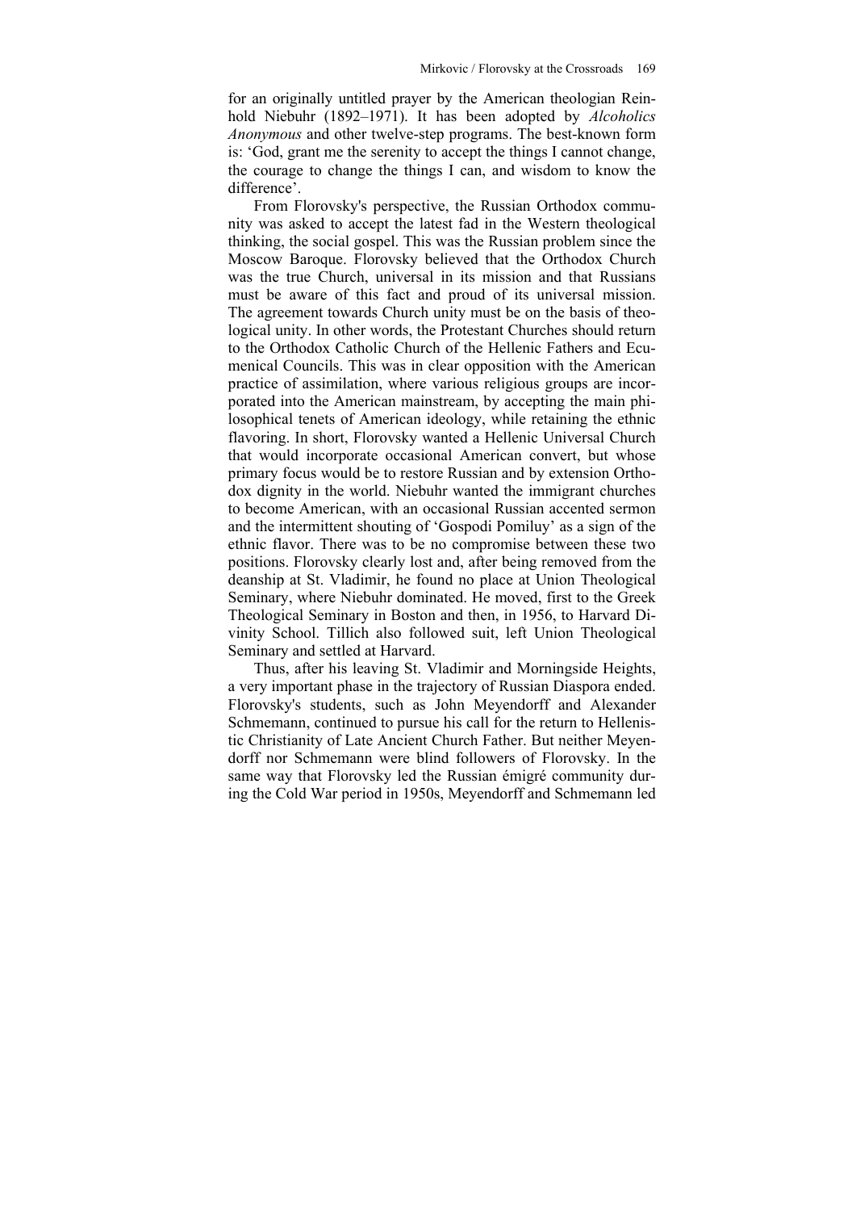for an originally untitled prayer by the American theologian Reinhold Niebuhr (1892–1971). It has been adopted by *Alcoholics Anonymous* and other twelve-step programs. The best-known form is: 'God, grant me the serenity to accept the things I cannot change, the courage to change the things I can, and wisdom to know the difference'.

From Florovsky's perspective, the Russian Orthodox community was asked to accept the latest fad in the Western theological thinking, the social gospel. This was the Russian problem since the Moscow Baroque. Florovsky believed that the Orthodox Church was the true Church, universal in its mission and that Russians must be aware of this fact and proud of its universal mission. The agreement towards Church unity must be on the basis of theological unity. In other words, the Protestant Churches should return to the Orthodox Catholic Church of the Hellenic Fathers and Ecumenical Councils. This was in clear opposition with the American practice of assimilation, where various religious groups are incorporated into the American mainstream, by accepting the main philosophical tenets of American ideology, while retaining the ethnic flavoring. In short, Florovsky wanted a Hellenic Universal Church that would incorporate occasional American convert, but whose primary focus would be to restore Russian and by extension Orthodox dignity in the world. Niebuhr wanted the immigrant churches to become American, with an occasional Russian accented sermon and the intermittent shouting of 'Gospodi Pomiluy' as a sign of the ethnic flavor. There was to be no compromise between these two positions. Florovsky clearly lost and, after being removed from the deanship at St. Vladimir, he found no place at Union Theological Seminary, where Niebuhr dominated. He moved, first to the Greek Theological Seminary in Boston and then, in 1956, to Harvard Divinity School. Tillich also followed suit, left Union Theological Seminary and settled at Harvard.

Thus, after his leaving St. Vladimir and Morningside Heights, a very important phase in the trajectory of Russian Diaspora ended. Florovsky's students, such as John Meyendorff and Alexander Schmemann, continued to pursue his call for the return to Hellenistic Christianity of Late Ancient Church Father. But neither Meyendorff nor Schmemann were blind followers of Florovsky. In the same way that Florovsky led the Russian émigré community during the Cold War period in 1950s, Meyendorff and Schmemann led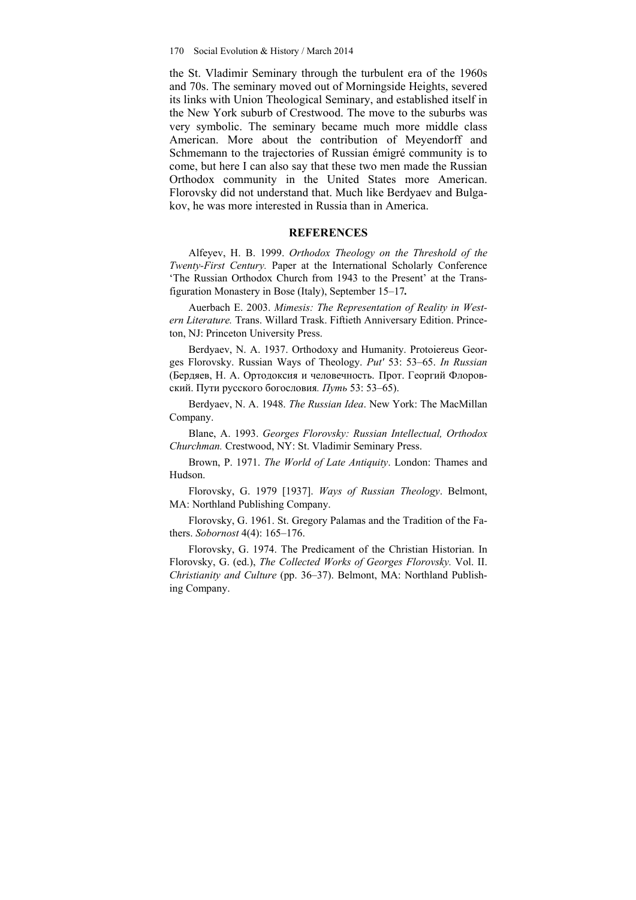the St. Vladimir Seminary through the turbulent era of the 1960s and 70s. The seminary moved out of Morningside Heights, severed its links with Union Theological Seminary, and established itself in the New York suburb of Crestwood. The move to the suburbs was very symbolic. The seminary became much more middle class American. More about the contribution of Meyendorff and Schmemann to the trajectories of Russian émigré community is to come, but here I can also say that these two men made the Russian Orthodox community in the United States more American. Florovsky did not understand that. Much like Berdyaev and Bulgakov, he was more interested in Russia than in America.

## REFERENCES

Alfeyev, H. B. 1999. *Orthodox Theology on the Threshold of the Twenty-First Century.* Paper at the International Scholarly Conference 'The Russian Orthodox Church from 1943 to the Present' at the Transfiguration Monastery in Bose (Italy), September 15–17**.**

Auerbach E. 2003. *Mimesis: The Representation of Reality in Western Literature.* Trans. Willard Trask. Fiftieth Anniversary Edition. Princeton, NJ: Princeton University Press.

Berdyaev, N. A. 1937. Orthodoxy and Humanity. Protoiereus Georges Florovsky. Russian Ways of Theology. *Put'* 53: 53–65. *In Russian* (Бердяев, Н. А. Ортодоксия и человечность. Прот. Георгий Флоровский. Пути русского богословия*. Путь* 53: 53–65).

Berdyaev, N. A. 1948. *The Russian Idea*. New York: The MacMillan Company.

Blane, A. 1993. *Georges Florovsky: Russian Intellectual, Orthodox Churchman.* Crestwood, NY: St. Vladimir Seminary Press.

Brown, P. 1971. *The World of Late Antiquity*. London: Thames and Hudson.

Florovsky, G. 1979 [1937]. *Ways of Russian Theology*. Belmont, MA: Northland Publishing Company.

Florovsky, G. 1961. St. Gregory Palamas and the Tradition of the Fathers. *Sobornost* 4(4): 165–176.

Florovsky, G. 1974. The Predicament of the Christian Historian. In Florovsky, G. (ed.), *The Collected Works of Georges Florovsky.* Vol. II. *Christianity and Culture* (pp. 36–37). Belmont, MA: Northland Publishing Company.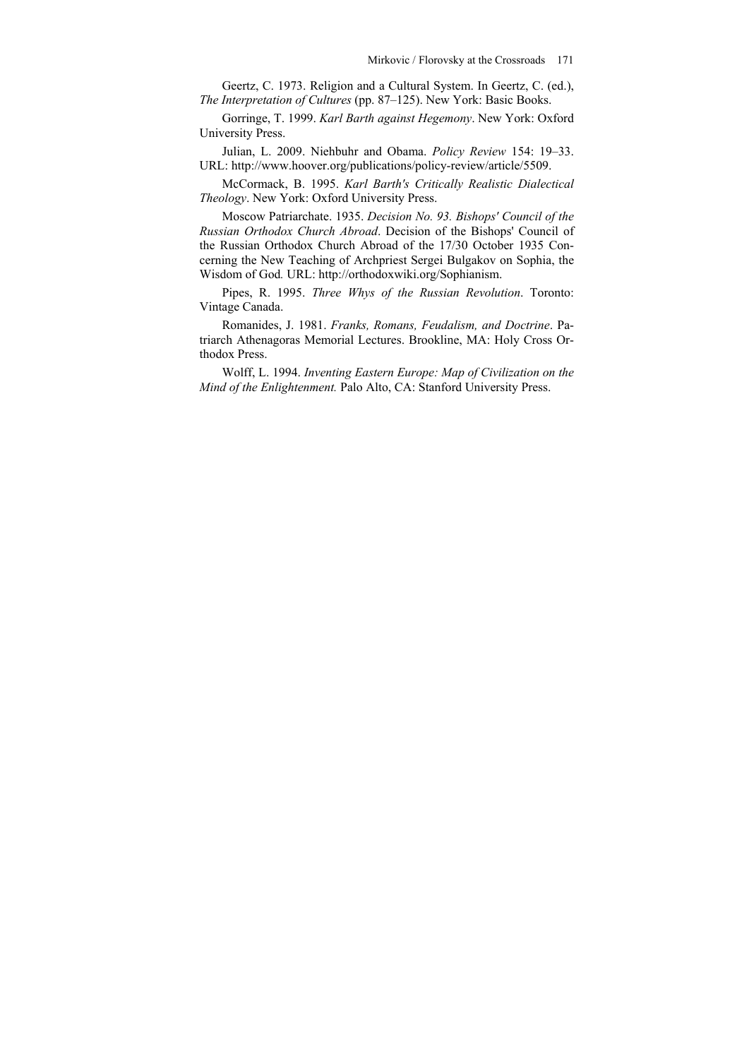Geertz, C. 1973. Religion and a Cultural System. In Geertz, C. (ed.), *The Interpretation of Cultures* (pp. 87–125). New York: Basic Books.

Gorringe, T. 1999. *Karl Barth against Hegemony*. New York: Oxford University Press.

Julian, L. 2009. Niehbuhr and Obama. *Policy Review* 154: 19–33. URL: http://www.hoover.org/publications/policy-review/article/5509.

McCormack, B. 1995. *Karl Barth's Critically Realistic Dialectical Theology*. New York: Oxford University Press.

Moscow Patriarchate. 1935. *Decision No. 93. Bishops' Council of the Russian Orthodox Church Abroad*. Decision of the Bishops' Council of the Russian Orthodox Church Abroad of the 17/30 October 1935 Concerning the New Teaching of Archpriest Sergei Bulgakov on Sophia, the Wisdom of God*.* URL: http://orthodoxwiki.org/Sophianism.

Pipes, R. 1995. *Three Whys of the Russian Revolution*. Toronto: Vintage Canada.

Romanides, J. 1981. *Franks, Romans, Feudalism, and Doctrine*. Patriarch Athenagoras Memorial Lectures. Brookline, MA: Holy Cross Orthodox Press.

Wolff, L. 1994. *Inventing Eastern Europe: Map of Civilization on the Mind of the Enlightenment.* Palo Alto, CA: Stanford University Press.